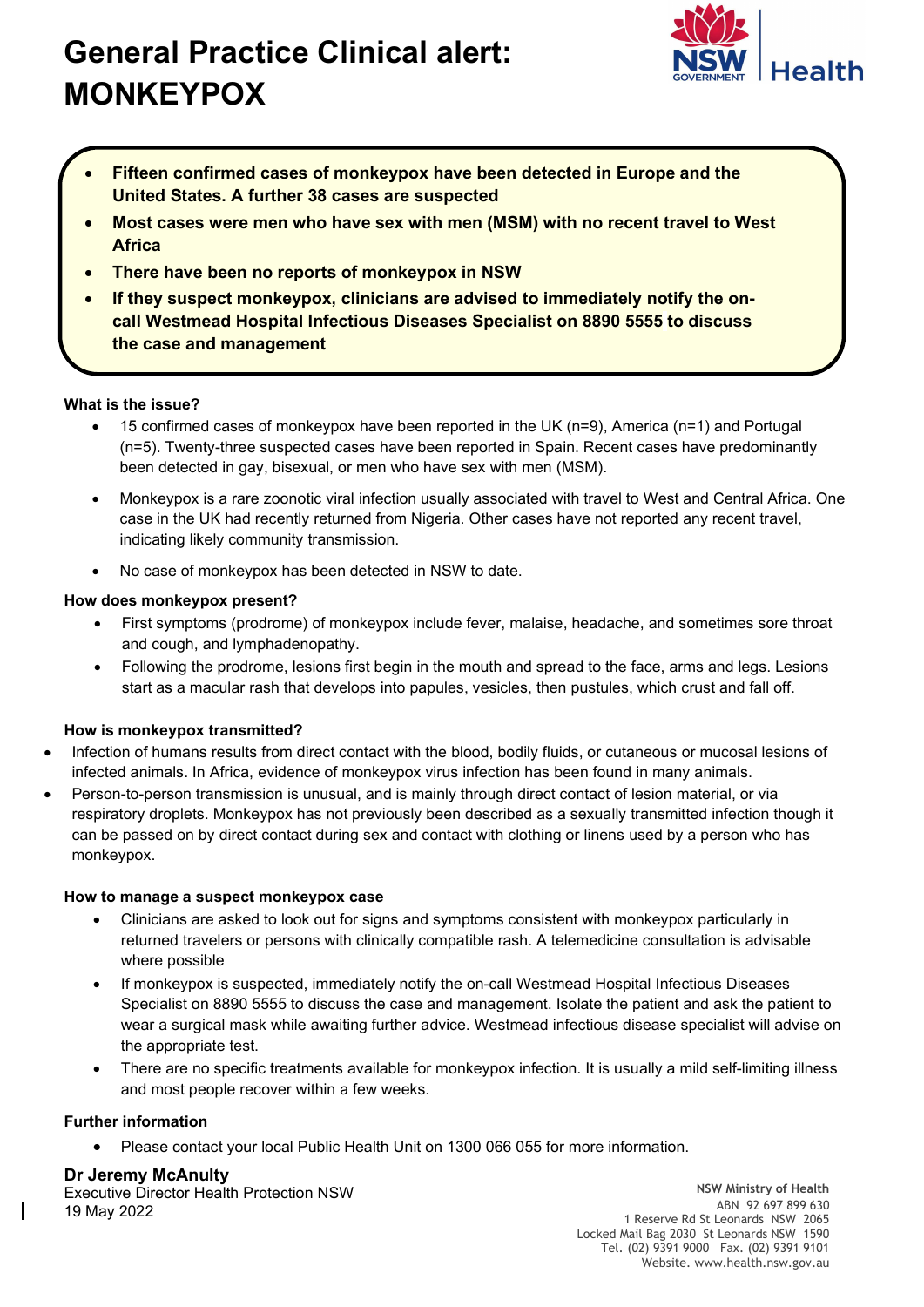# General Practice Clinical alert: MONKEYPOX

NSW GOVERNMENT | Health

- **Fifteen confirmed cases of monkeypox have been detected in Europe and the United States. A further 38 cases are suspected**
- **Most cases were men who have sex with men (MSM) with no recent travel to West Africa**
- **There have been no reports of monkeypox in NSW**
- **If they suspect monkeypox, clinicians are advised to immediately notify the on-call Westmead Hospital Infectious Diseases Specialist on 8890 5555 to discuss the case and management**

### What is the issue?

- 15 confirmed cases of monkeypox have been reported in the UK (n=9), America (n=1) and Portugal (n=5). Twenty-three suspected cases have been reported in Spain. Recent cases have predominantly been detected in gay, bisexual, or men who have sex with men (MSM).
- Monkeypox is a rare zoonotic viral infection usually associated with travel to West and Central Africa. One case in the UK had recently returned from Nigeria. Other cases have not reported any recent travel, indicating likely community transmission.
- No case of monkeypox has been detected in NSW to date.

### How does monkeypox present?

- First symptoms (prodrome) of monkeypox include fever, malaise, headache, and sometimes sore throat and cough, and lymphadenopathy.
- Following the prodrome, lesions first begin in the mouth and spread to the face, arms and legs. Lesions start as a macular rash that develops into papules, vesicles, then pustules, which crust and fall off.

### How is monkeypox transmitted?

- Infection of humans results from direct contact with the blood, bodily fluids, or cutaneous or mucosal lesions of infected animals. In Africa, evidence of monkeypox virus infection has been found in many animals.
- Person-to-person transmission is unusual, and is mainly through direct contact of lesion material, or via respiratory droplets. Monkeypox has not previously been described as a sexually transmitted infection though it can be passed on by direct contact during sex and contact with clothing or linens used by a person who has monkeypox.

### How to manage a suspect monkeypox case

- Clinicians are asked to look out for signs and symptoms consistent with monkeypox particularly in returned travelers or persons with clinically compatible rash. A telemedicine consultation is advisable where possible
- If monkeypox is suspected, immediately notify the on-call Westmead Hospital Infectious Diseases Specialist on 8890 5555 to discuss the case and management. Isolate the patient and ask the patient to wear a surgical mask while awaiting further advice. Westmead infectious disease specialist will advise on the appropriate test.
- There are no specific treatments available for monkeypox infection. It is usually a mild self-limiting illness and most people recover within a few weeks.

### Further information

- Please contact your local Public Health Unit on 1300 066 055 for more information.

**Dr Jeremy McAnulty**
Executive Director Health Protection NSW
19 May 2022

**NSW Ministry of Health**
ABN 92 697 899 630
1 Reserve Rd St Leonards NSW 2065
Locked Mail Bag 2030 St Leonards NSW 1590
Tel. (02) 9391 9000 Fax. (02) 9391 9101
Website. www.health.nsw.gov.au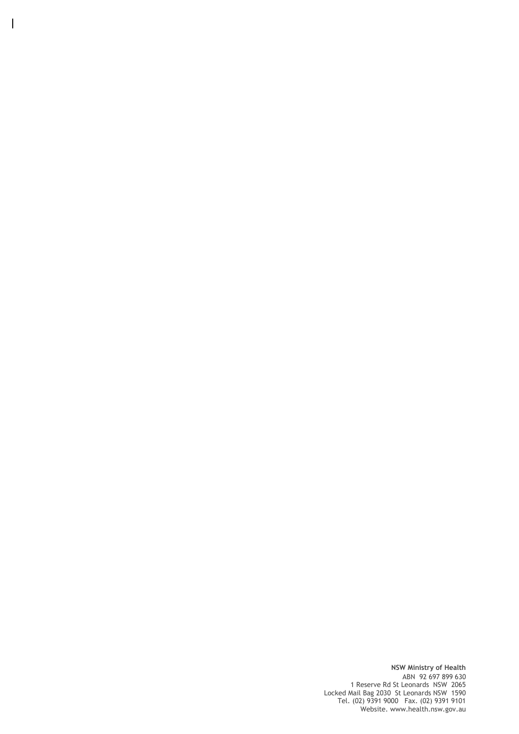**NSW Ministry of Health**
ABN 92 697 899 630
1 Reserve Rd St Leonards NSW 2065
Locked Mail Bag 2030 St Leonards NSW 1590
Tel. (02) 9391 9000 Fax. (02) 9391 9101
Website. www.health.nsw.gov.au